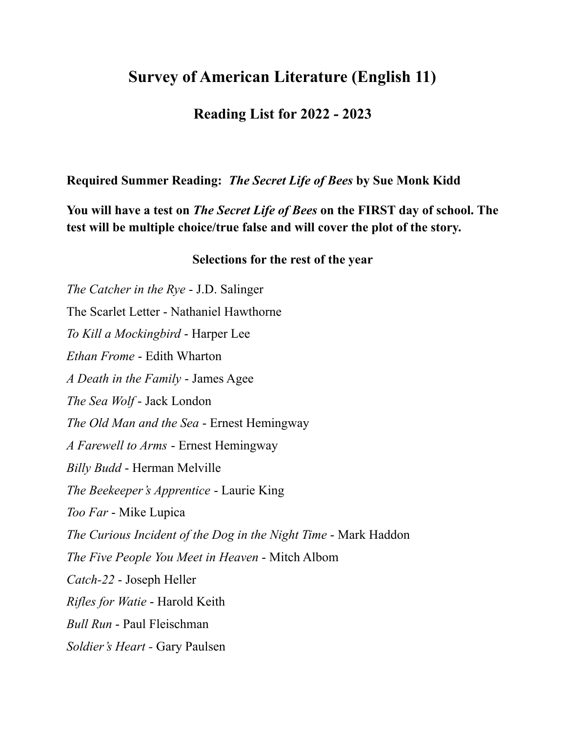# Survey of American Literature (English 11)

## Reading List for 2022 - 2023

**Required Summer Reading: *The Secret Life of Bees* by Sue Monk Kidd**

**You will have a test on *The Secret Life of Bees* on the FIRST day of school. The test will be multiple choice/true false and will cover the plot of the story.**

**Selections for the rest of the year**

*The Catcher in the Rye* - J.D. Salinger

The Scarlet Letter - Nathaniel Hawthorne

*To Kill a Mockingbird* - Harper Lee

*Ethan Frome* - Edith Wharton

*A Death in the Family* - James Agee

*The Sea Wolf* - Jack London

*The Old Man and the Sea* - Ernest Hemingway

*A Farewell to Arms* - Ernest Hemingway

*Billy Budd* - Herman Melville

*The Beekeeper's Apprentice* - Laurie King

*Too Far* - Mike Lupica

*The Curious Incident of the Dog in the Night Time* - Mark Haddon

*The Five People You Meet in Heaven* - Mitch Albom

*Catch-22* - Joseph Heller

*Rifles for Watie* - Harold Keith

*Bull Run* - Paul Fleischman

*Soldier's Heart* - Gary Paulsen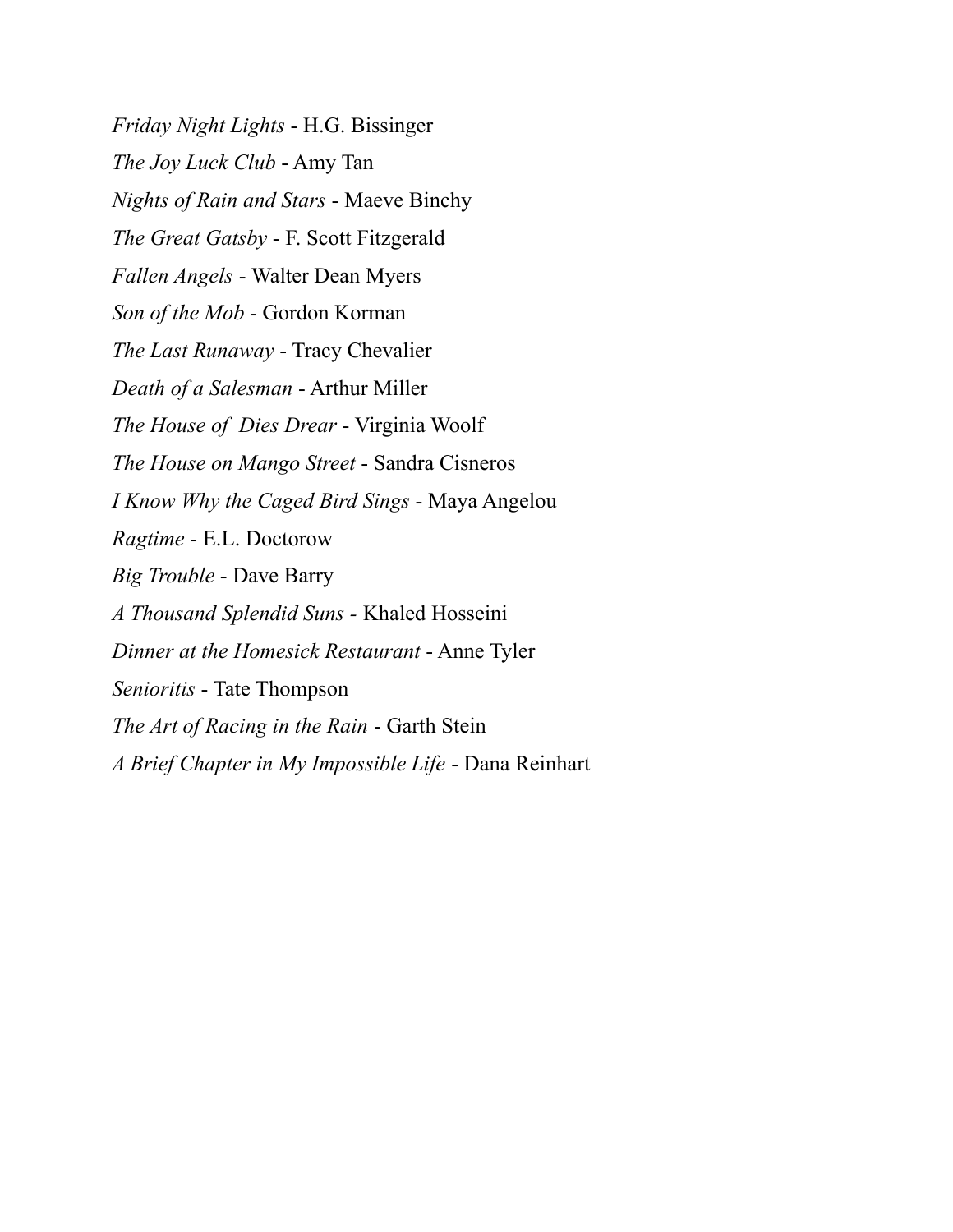*Friday Night Lights* - H.G. Bissinger

*The Joy Luck Club* - Amy Tan

*Nights of Rain and Stars* - Maeve Binchy

*The Great Gatsby* - F. Scott Fitzgerald

*Fallen Angels* - Walter Dean Myers

*Son of the Mob* - Gordon Korman

*The Last Runaway* - Tracy Chevalier

*Death of a Salesman* - Arthur Miller

*The House of Dies Drear* - Virginia Woolf

*The House on Mango Street* - Sandra Cisneros

*I Know Why the Caged Bird Sings* - Maya Angelou

*Ragtime* - E.L. Doctorow

*Big Trouble* - Dave Barry

*A Thousand Splendid Suns* - Khaled Hosseini

*Dinner at the Homesick Restaurant* - Anne Tyler

*Senioritis* - Tate Thompson

*The Art of Racing in the Rain* - Garth Stein

*A Brief Chapter in My Impossible Life* - Dana Reinhart